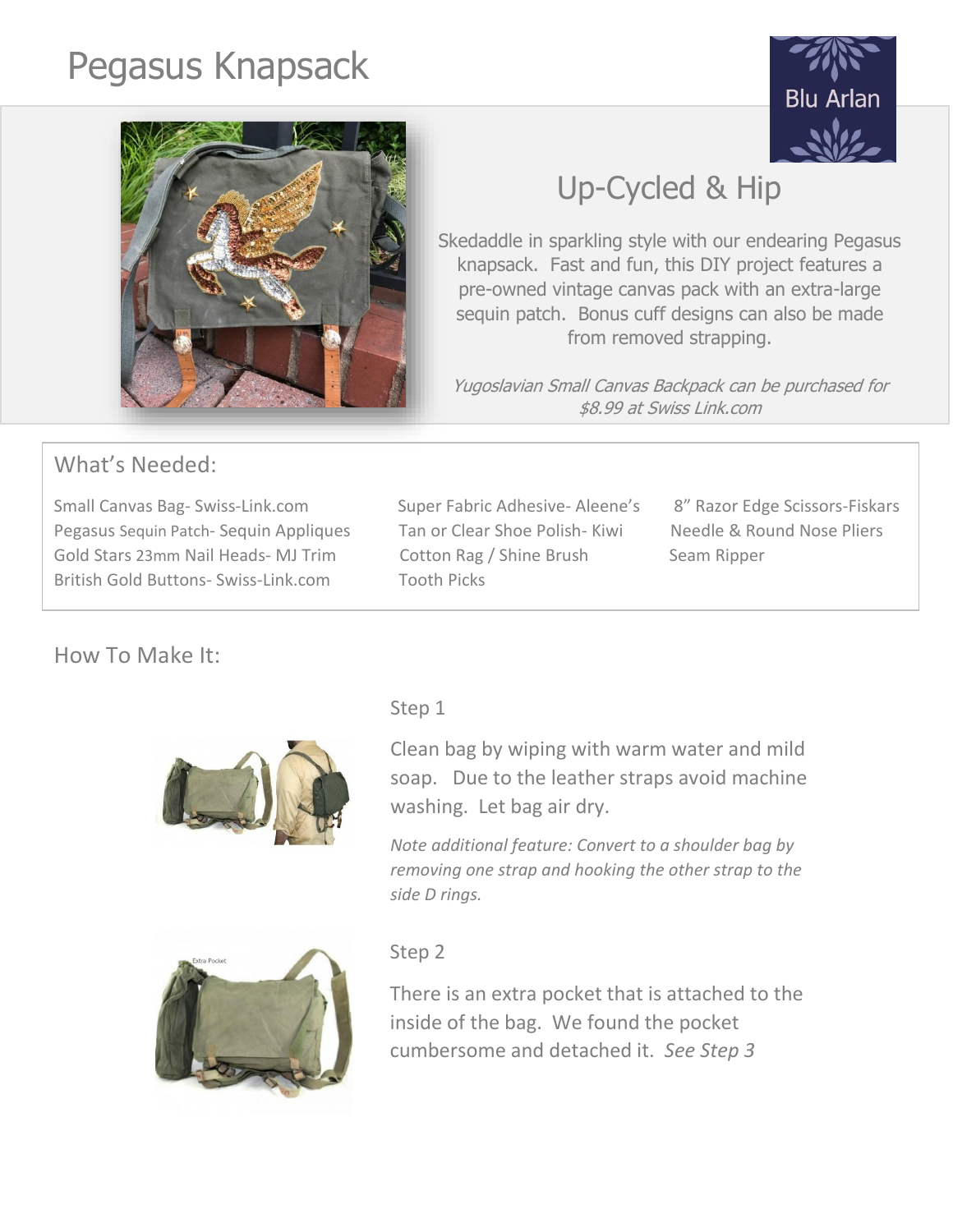# Pegasus Knapsack

Blu Arlan

## Up-Cycled & Hip

Skedaddle in sparkling style with our endearing Pegasus knapsack. Fast and fun, this DIY project features a pre-owned vintage canvas pack with an extra-large sequin patch. Bonus cuff designs can also be made from removed strapping.

*Yugoslavian Small Canvas Backpack can be purchased for $8.99 at Swiss Link.com*

## What's Needed:

Small Canvas Bag- Swiss-Link.com
Pegasus Sequin Patch- Sequin Appliques
Gold Stars 23mm Nail Heads- MJ Trim
British Gold Buttons- Swiss-Link.com

Super Fabric Adhesive- Aleene's
Tan or Clear Shoe Polish- Kiwi
Cotton Rag / Shine Brush
Tooth Picks

8" Razor Edge Scissors-Fiskars
Needle & Round Nose Pliers
Seam Ripper

## How To Make It:

### Step 1

Clean bag by wiping with warm water and mild soap. Due to the leather straps avoid machine washing. Let bag air dry.

*Note additional feature: Convert to a shoulder bag by removing one strap and hooking the other strap to the side D rings.*

### Step 2

There is an extra pocket that is attached to the inside of the bag. We found the pocket cumbersome and detached it. *See Step 3*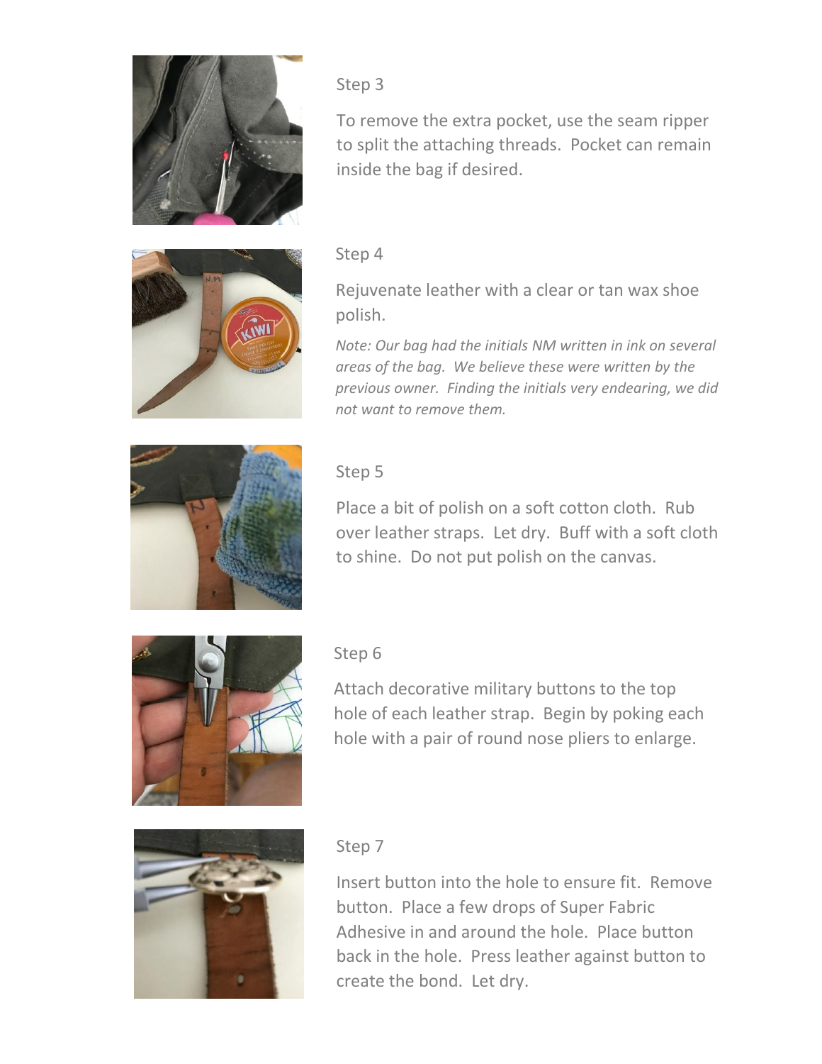Step 3

To remove the extra pocket, use the seam ripper to split the attaching threads. Pocket can remain inside the bag if desired.

Step 4

Rejuvenate leather with a clear or tan wax shoe polish.

*Note: Our bag had the initials NM written in ink on several areas of the bag. We believe these were written by the previous owner. Finding the initials very endearing, we did not want to remove them.*

Step 5

Place a bit of polish on a soft cotton cloth. Rub over leather straps. Let dry. Buff with a soft cloth to shine. Do not put polish on the canvas.

Step 6

Attach decorative military buttons to the top hole of each leather strap. Begin by poking each hole with a pair of round nose pliers to enlarge.

Step 7

Insert button into the hole to ensure fit. Remove button. Place a few drops of Super Fabric Adhesive in and around the hole. Place button back in the hole. Press leather against button to create the bond. Let dry.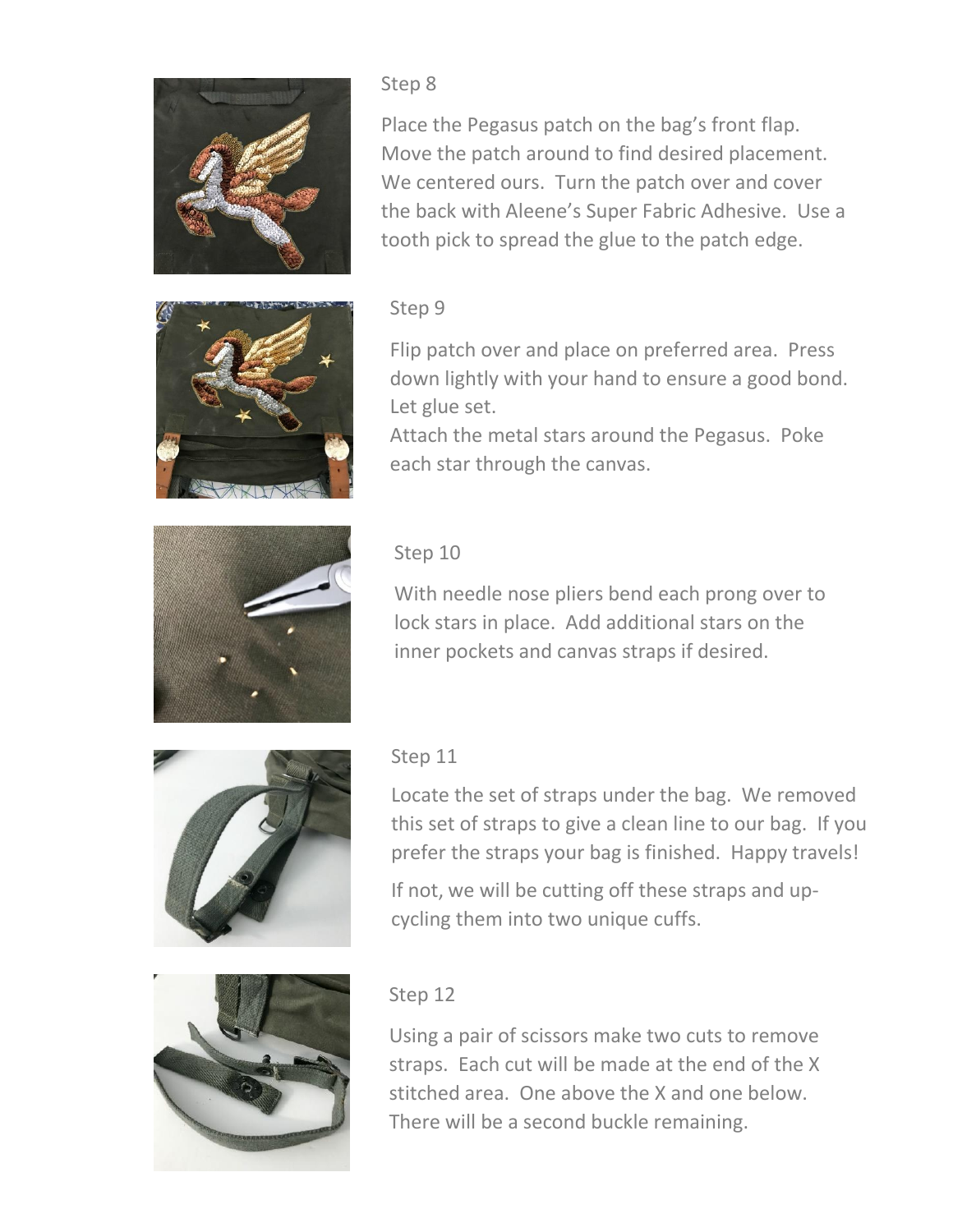## Step 8

Place the Pegasus patch on the bag's front flap. Move the patch around to find desired placement. We centered ours. Turn the patch over and cover the back with Aleene's Super Fabric Adhesive. Use a tooth pick to spread the glue to the patch edge.

## Step 9

Flip patch over and place on preferred area. Press down lightly with your hand to ensure a good bond. Let glue set.

Attach the metal stars around the Pegasus. Poke each star through the canvas.

## Step 10

With needle nose pliers bend each prong over to lock stars in place. Add additional stars on the inner pockets and canvas straps if desired.

## Step 11

Locate the set of straps under the bag. We removed this set of straps to give a clean line to our bag. If you prefer the straps your bag is finished. Happy travels!

If not, we will be cutting off these straps and up-cycling them into two unique cuffs.

## Step 12

Using a pair of scissors make two cuts to remove straps. Each cut will be made at the end of the X stitched area. One above the X and one below. There will be a second buckle remaining.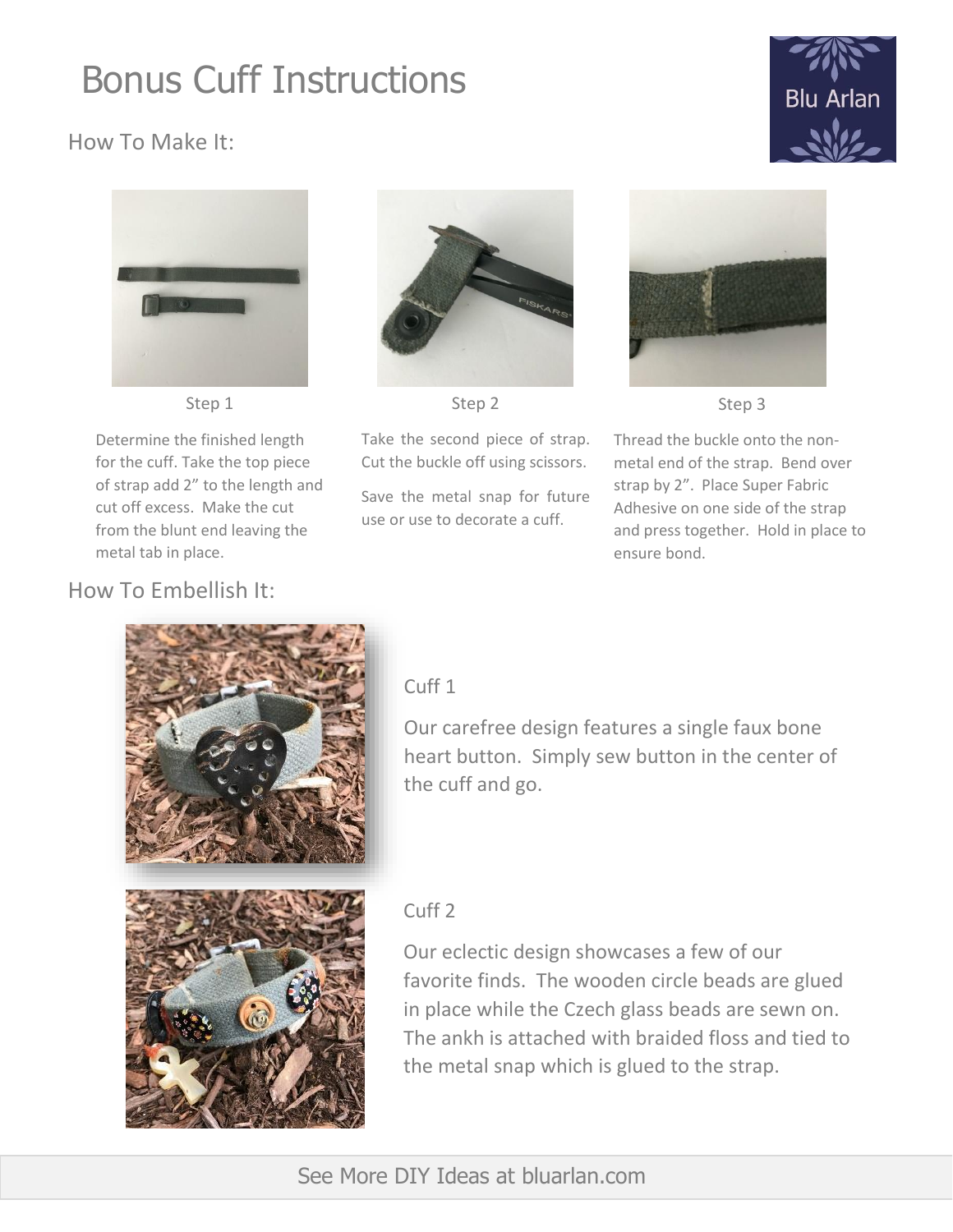# Bonus Cuff Instructions

Blu Arlan

## How To Make It:

Step 1

Determine the finished length for the cuff. Take the top piece of strap add 2" to the length and cut off excess. Make the cut from the blunt end leaving the metal tab in place.

Step 2

Take the second piece of strap. Cut the buckle off using scissors.

Save the metal snap for future use or use to decorate a cuff.

Step 3

Thread the buckle onto the non-metal end of the strap. Bend over strap by 2". Place Super Fabric Adhesive on one side of the strap and press together. Hold in place to ensure bond.

## How To Embellish It:

Cuff 1

Our carefree design features a single faux bone heart button. Simply sew button in the center of the cuff and go.

Cuff 2

Our eclectic design showcases a few of our favorite finds. The wooden circle beads are glued in place while the Czech glass beads are sewn on. The ankh is attached with braided floss and tied to the metal snap which is glued to the strap.

See More DIY Ideas at bluarlan.com